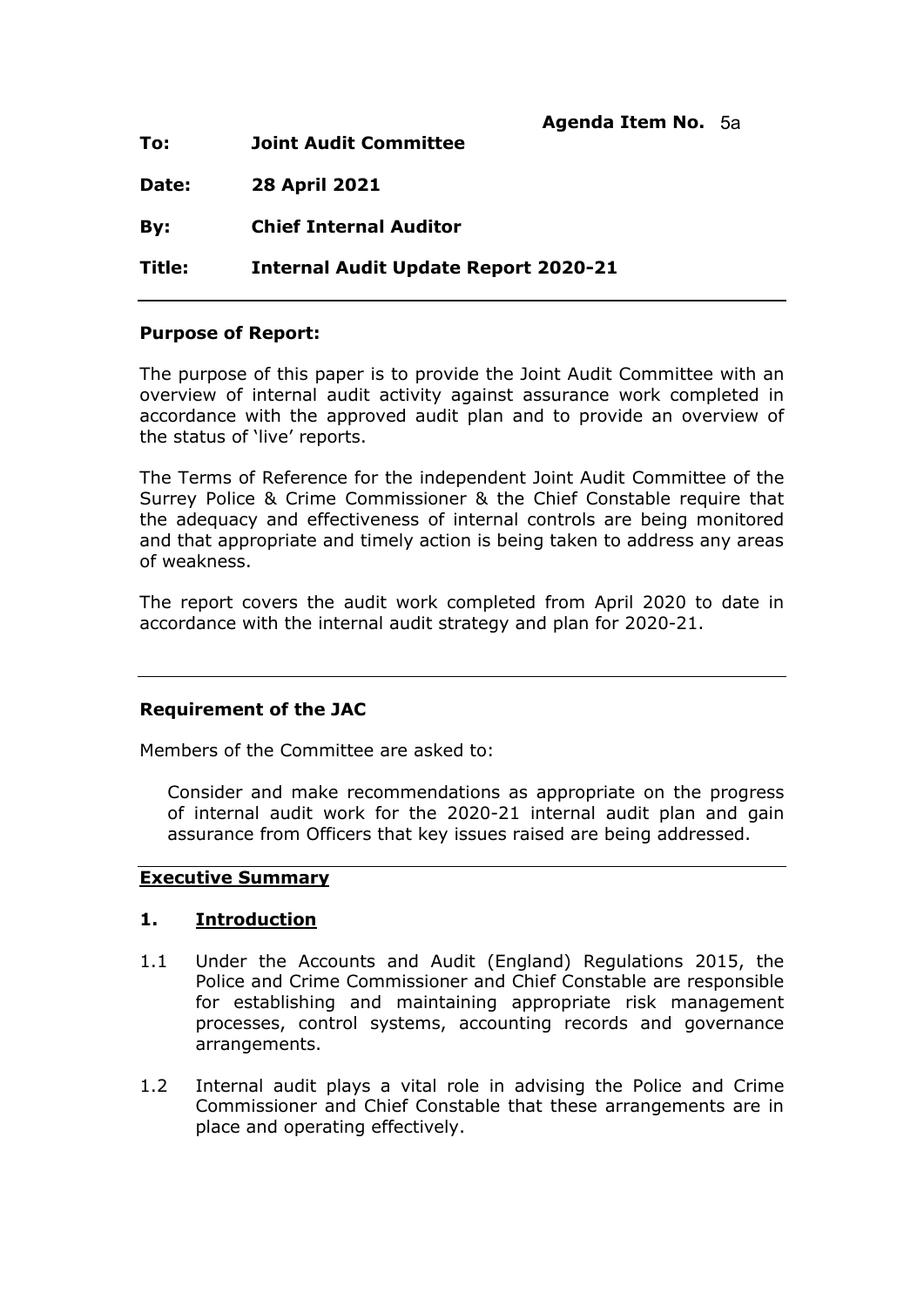**Agenda Item No.** 5a

**To:** **Joint Audit Committee**

**Date:** **28 April 2021**

**By:** **Chief Internal Auditor**

**Title:** **Internal Audit Update Report 2020-21**

---

**Purpose of Report:**

The purpose of this paper is to provide the Joint Audit Committee with an overview of internal audit activity against assurance work completed in accordance with the approved audit plan and to provide an overview of the status of 'live' reports.

The Terms of Reference for the independent Joint Audit Committee of the Surrey Police & Crime Commissioner & the Chief Constable require that the adequacy and effectiveness of internal controls are being monitored and that appropriate and timely action is being taken to address any areas of weakness.

The report covers the audit work completed from April 2020 to date in accordance with the internal audit strategy and plan for 2020-21.

---

**Requirement of the JAC**

Members of the Committee are asked to:

Consider and make recommendations as appropriate on the progress of internal audit work for the 2020-21 internal audit plan and gain assurance from Officers that key issues raised are being addressed.

---

**Executive Summary**

## 1. Introduction

1.1 Under the Accounts and Audit (England) Regulations 2015, the Police and Crime Commissioner and Chief Constable are responsible for establishing and maintaining appropriate risk management processes, control systems, accounting records and governance arrangements.

1.2 Internal audit plays a vital role in advising the Police and Crime Commissioner and Chief Constable that these arrangements are in place and operating effectively.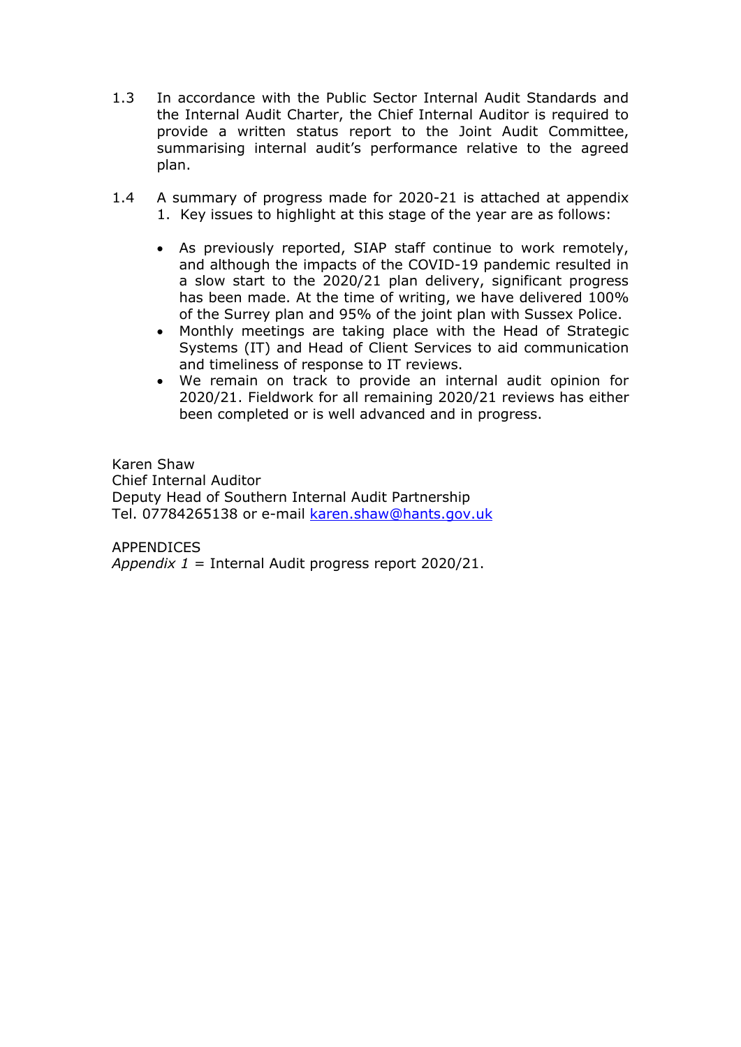1.3 In accordance with the Public Sector Internal Audit Standards and the Internal Audit Charter, the Chief Internal Auditor is required to provide a written status report to the Joint Audit Committee, summarising internal audit's performance relative to the agreed plan.

1.4 A summary of progress made for 2020-21 is attached at appendix 1. Key issues to highlight at this stage of the year are as follows:

- As previously reported, SIAP staff continue to work remotely, and although the impacts of the COVID-19 pandemic resulted in a slow start to the 2020/21 plan delivery, significant progress has been made. At the time of writing, we have delivered 100% of the Surrey plan and 95% of the joint plan with Sussex Police.
- Monthly meetings are taking place with the Head of Strategic Systems (IT) and Head of Client Services to aid communication and timeliness of response to IT reviews.
- We remain on track to provide an internal audit opinion for 2020/21. Fieldwork for all remaining 2020/21 reviews has either been completed or is well advanced and in progress.

Karen Shaw
Chief Internal Auditor
Deputy Head of Southern Internal Audit Partnership
Tel. 07784265138 or e-mail karen.shaw@hants.gov.uk

APPENDICES
*Appendix 1* = Internal Audit progress report 2020/21.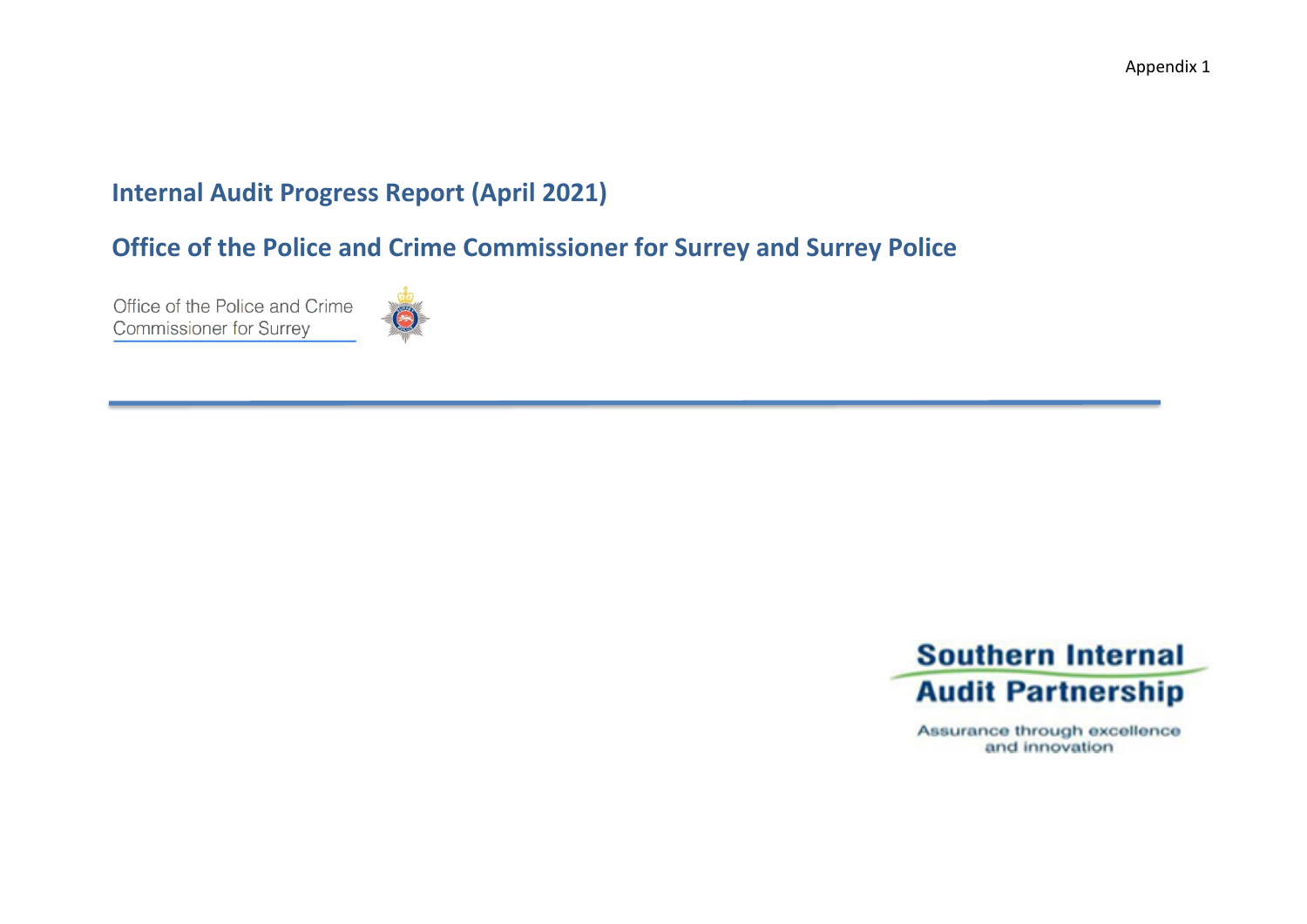Appendix 1

# Internal Audit Progress Report (April 2021)

# Office of the Police and Crime Commissioner for Surrey and Surrey Police

Office of the Police and Crime Commissioner for Surrey

Southern Internal Audit Partnership

Assurance through excellence and innovation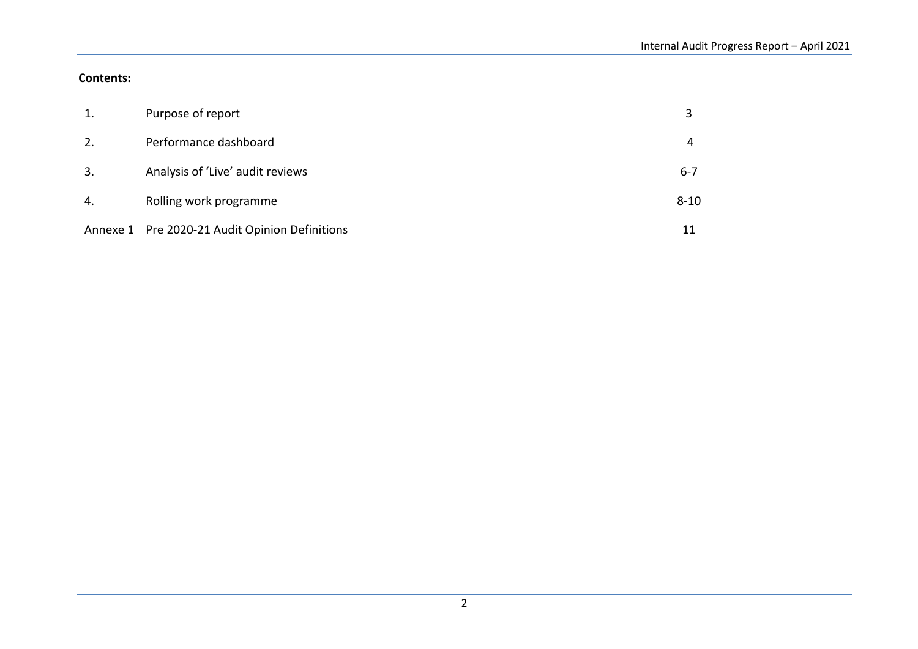**Contents:**

| | | |
|---|---|---|
| 1. | Purpose of report | 3 |
| 2. | Performance dashboard | 4 |
| 3. | Analysis of 'Live' audit reviews | 6-7 |
| 4. | Rolling work programme | 8-10 |
| Annexe 1 | Pre 2020-21 Audit Opinion Definitions | 11 |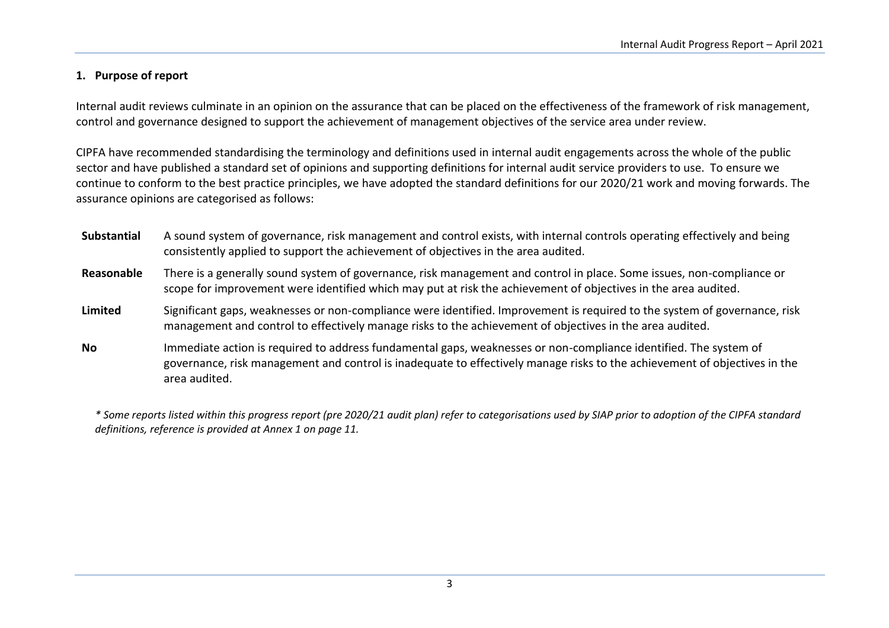## 1. Purpose of report

Internal audit reviews culminate in an opinion on the assurance that can be placed on the effectiveness of the framework of risk management, control and governance designed to support the achievement of management objectives of the service area under review.

CIPFA have recommended standardising the terminology and definitions used in internal audit engagements across the whole of the public sector and have published a standard set of opinions and supporting definitions for internal audit service providers to use. To ensure we continue to conform to the best practice principles, we have adopted the standard definitions for our 2020/21 work and moving forwards. The assurance opinions are categorised as follows:

| | |
|---|---|
| **Substantial** | A sound system of governance, risk management and control exists, with internal controls operating effectively and being consistently applied to support the achievement of objectives in the area audited. |
| **Reasonable** | There is a generally sound system of governance, risk management and control in place. Some issues, non-compliance or scope for improvement were identified which may put at risk the achievement of objectives in the area audited. |
| **Limited** | Significant gaps, weaknesses or non-compliance were identified. Improvement is required to the system of governance, risk management and control to effectively manage risks to the achievement of objectives in the area audited. |
| **No** | Immediate action is required to address fundamental gaps, weaknesses or non-compliance identified. The system of governance, risk management and control is inadequate to effectively manage risks to the achievement of objectives in the area audited. |

*\* Some reports listed within this progress report (pre 2020/21 audit plan) refer to categorisations used by SIAP prior to adoption of the CIPFA standard definitions, reference is provided at Annex 1 on page 11.*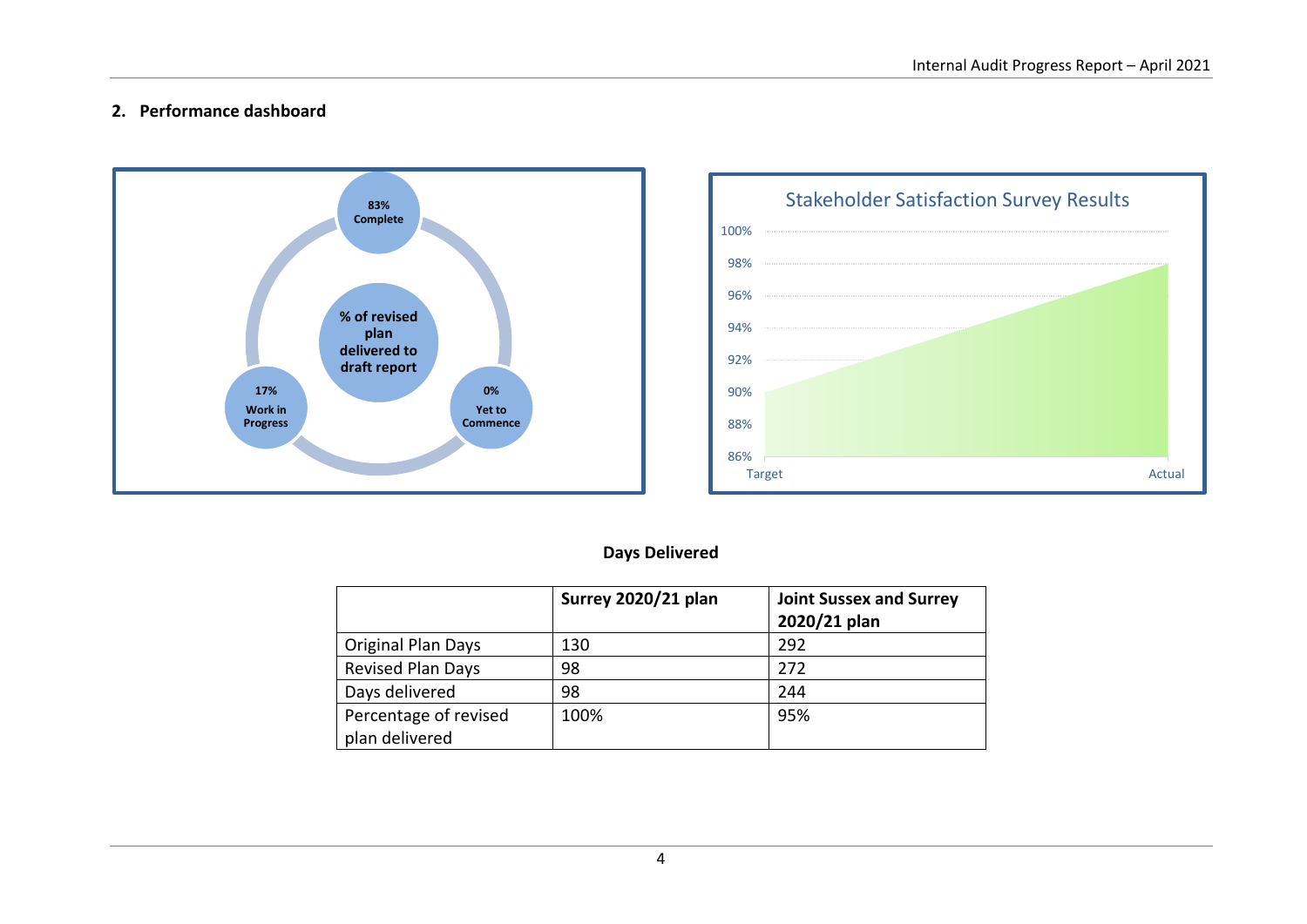## 2. Performance dashboard

% of revised plan delivered to draft report

- 83% Complete
- 17% Work in Progress
- 0% Yet to Commence

Stakeholder Satisfaction Survey Results

100%
98%
96%
94%
92%
90%
88%
86%

Target Actual

**Days Delivered**

| | Surrey 2020/21 plan | Joint Sussex and Surrey 2020/21 plan |
|---|---|---|
| Original Plan Days | 130 | 292 |
| Revised Plan Days | 98 | 272 |
| Days delivered | 98 | 244 |
| Percentage of revised plan delivered | 100% | 95% |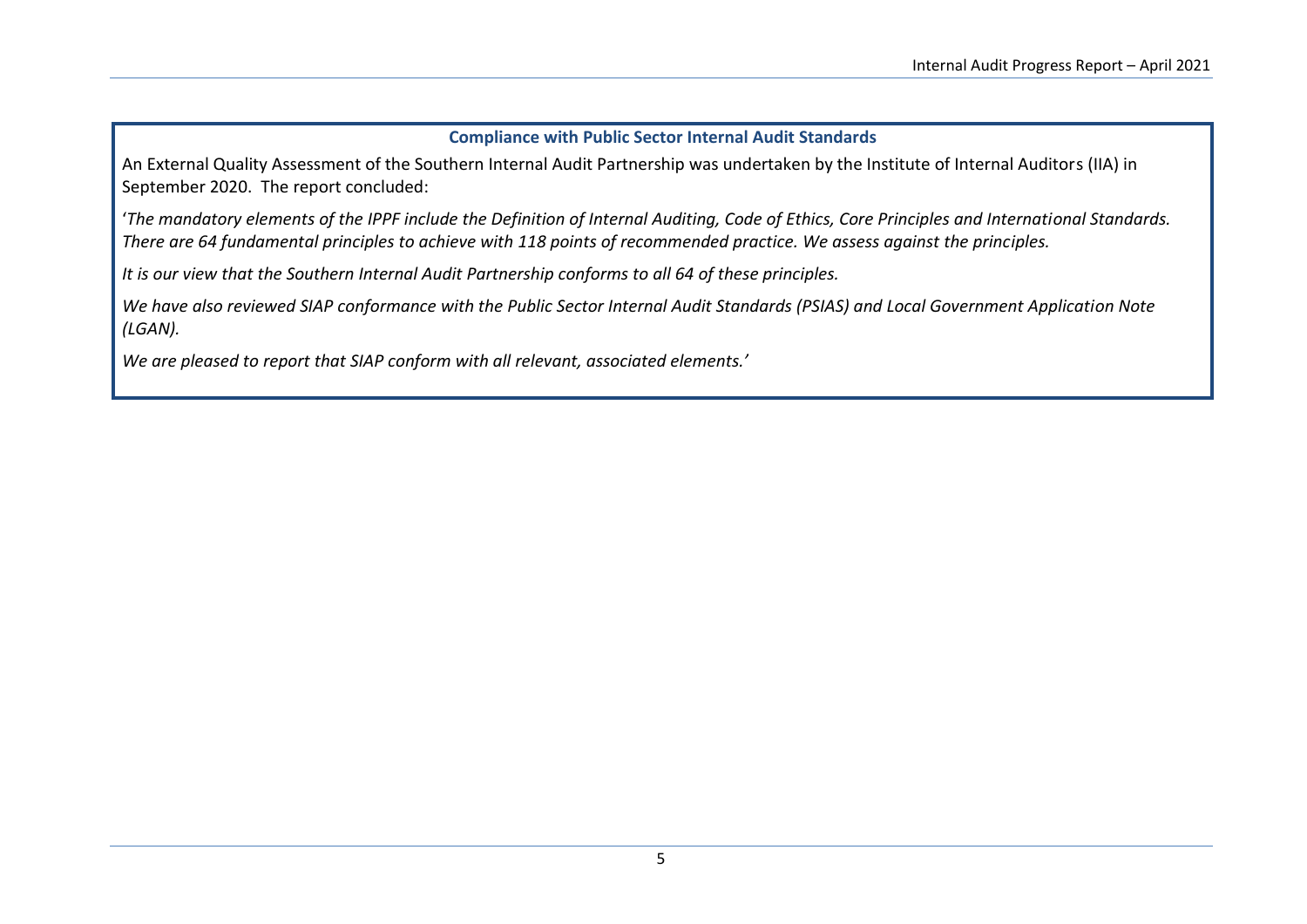### Compliance with Public Sector Internal Audit Standards

An External Quality Assessment of the Southern Internal Audit Partnership was undertaken by the Institute of Internal Auditors (IIA) in September 2020. The report concluded:

'*The mandatory elements of the IPPF include the Definition of Internal Auditing, Code of Ethics, Core Principles and International Standards. There are 64 fundamental principles to achieve with 118 points of recommended practice. We assess against the principles.*

*It is our view that the Southern Internal Audit Partnership conforms to all 64 of these principles.*

*We have also reviewed SIAP conformance with the Public Sector Internal Audit Standards (PSIAS) and Local Government Application Note (LGAN).*

*We are pleased to report that SIAP conform with all relevant, associated elements.*'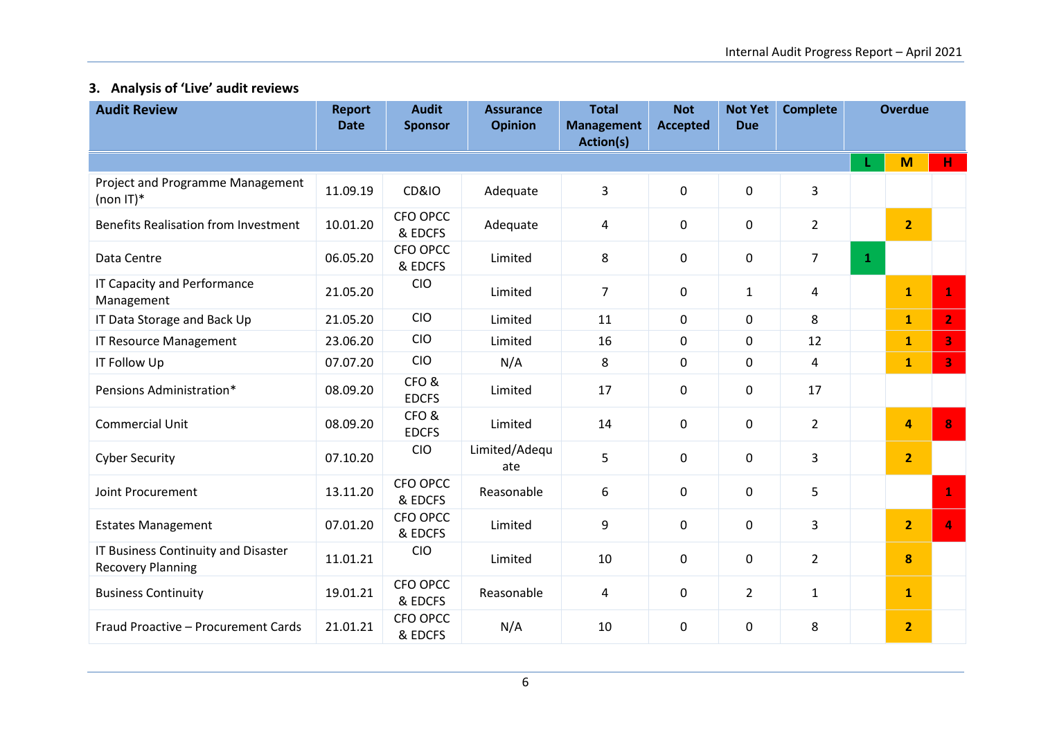### 3. Analysis of 'Live' audit reviews

| Audit Review | Report Date | Audit Sponsor | Assurance Opinion | Total Management Action(s) | Not Accepted | Not Yet Due | Complete | Overdue | | |
|---|---|---|---|---|---|---|---|---|---|---|
| | | | | | | | | L | M | H |
| Project and Programme Management (non IT)* | 11.09.19 | CD&IO | Adequate | 3 | 0 | 0 | 3 | | | |
| Benefits Realisation from Investment | 10.01.20 | CFO OPCC & EDCFS | Adequate | 4 | 0 | 0 | 2 | | 2 | |
| Data Centre | 06.05.20 | CFO OPCC & EDCFS | Limited | 8 | 0 | 0 | 7 | 1 | | |
| IT Capacity and Performance Management | 21.05.20 | CIO | Limited | 7 | 0 | 1 | 4 | | 1 | 1 |
| IT Data Storage and Back Up | 21.05.20 | CIO | Limited | 11 | 0 | 0 | 8 | | 1 | 2 |
| IT Resource Management | 23.06.20 | CIO | Limited | 16 | 0 | 0 | 12 | | 1 | 3 |
| IT Follow Up | 07.07.20 | CIO | N/A | 8 | 0 | 0 | 4 | | 1 | 3 |
| Pensions Administration* | 08.09.20 | CFO & EDCFS | Limited | 17 | 0 | 0 | 17 | | | |
| Commercial Unit | 08.09.20 | CFO & EDCFS | Limited | 14 | 0 | 0 | 2 | | 4 | 8 |
| Cyber Security | 07.10.20 | CIO | Limited/Adequate | 5 | 0 | 0 | 3 | | 2 | |
| Joint Procurement | 13.11.20 | CFO OPCC & EDCFS | Reasonable | 6 | 0 | 0 | 5 | | | 1 |
| Estates Management | 07.01.20 | CFO OPCC & EDCFS | Limited | 9 | 0 | 0 | 3 | | 2 | 4 |
| IT Business Continuity and Disaster Recovery Planning | 11.01.21 | CIO | Limited | 10 | 0 | 0 | 2 | | 8 | |
| Business Continuity | 19.01.21 | CFO OPCC & EDCFS | Reasonable | 4 | 0 | 2 | 1 | | 1 | |
| Fraud Proactive – Procurement Cards | 21.01.21 | CFO OPCC & EDCFS | N/A | 10 | 0 | 0 | 8 | | 2 | |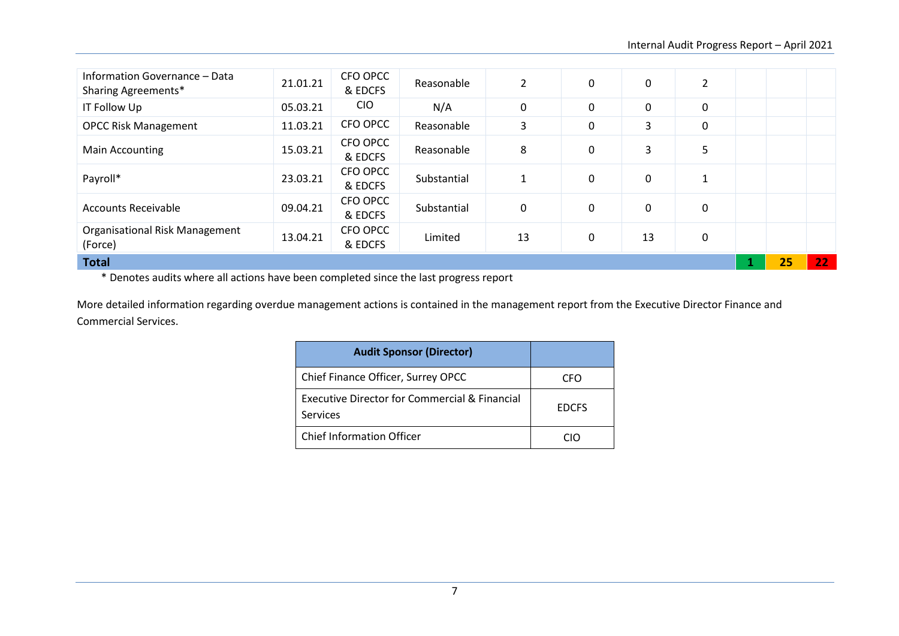| | | | | | | | | | | |
|---|---|---|---|---|---|---|---|---|---|---|
| Information Governance – Data Sharing Agreements* | 21.01.21 | CFO OPCC & EDCFS | Reasonable | 2 | 0 | 0 | 2 | | | |
| IT Follow Up | 05.03.21 | CIO | N/A | 0 | 0 | 0 | 0 | | | |
| OPCC Risk Management | 11.03.21 | CFO OPCC | Reasonable | 3 | 0 | 3 | 0 | | | |
| Main Accounting | 15.03.21 | CFO OPCC & EDCFS | Reasonable | 8 | 0 | 3 | 5 | | | |
| Payroll* | 23.03.21 | CFO OPCC & EDCFS | Substantial | 1 | 0 | 0 | 1 | | | |
| Accounts Receivable | 09.04.21 | CFO OPCC & EDCFS | Substantial | 0 | 0 | 0 | 0 | | | |
| Organisational Risk Management (Force) | 13.04.21 | CFO OPCC & EDCFS | Limited | 13 | 0 | 13 | 0 | | | |
| **Total** | | | | | | | | **1** | **25** | **22** |

\* Denotes audits where all actions have been completed since the last progress report

More detailed information regarding overdue management actions is contained in the management report from the Executive Director Finance and Commercial Services.

| Audit Sponsor (Director) | |
|---|---|
| Chief Finance Officer, Surrey OPCC | CFO |
| Executive Director for Commercial & Financial Services | EDCFS |
| Chief Information Officer | CIO |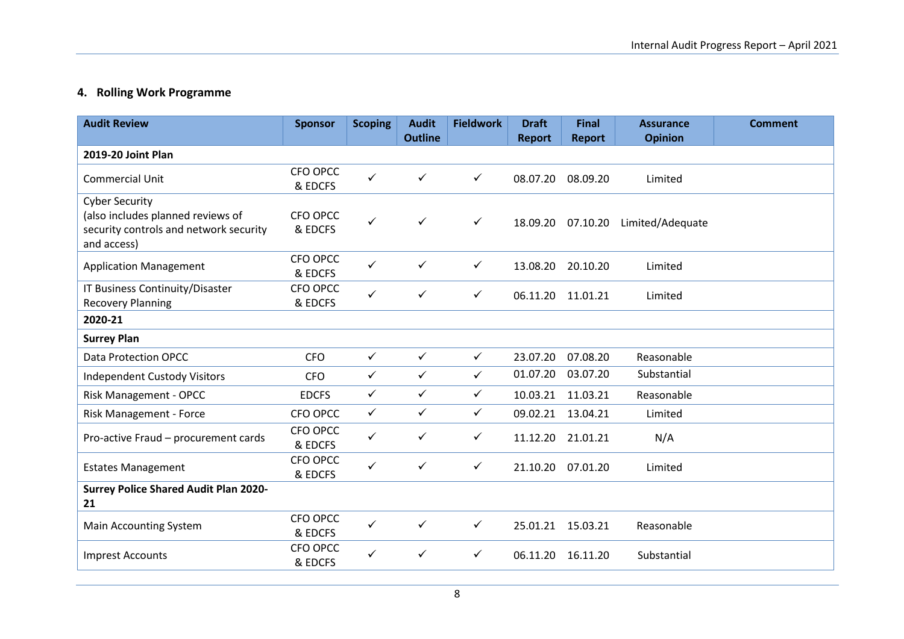## 4. Rolling Work Programme

| Audit Review | Sponsor | Scoping | Audit Outline | Fieldwork | Draft Report | Final Report | Assurance Opinion | Comment |
|---|---|---|---|---|---|---|---|---|
| **2019-20 Joint Plan** | | | | | | | | |
| Commercial Unit | CFO OPCC & EDCFS | ✓ | ✓ | ✓ | 08.07.20 | 08.09.20 | Limited | |
| Cyber Security (also includes planned reviews of security controls and network security and access) | CFO OPCC & EDCFS | ✓ | ✓ | ✓ | 18.09.20 | 07.10.20 | Limited/Adequate | |
| Application Management | CFO OPCC & EDCFS | ✓ | ✓ | ✓ | 13.08.20 | 20.10.20 | Limited | |
| IT Business Continuity/Disaster Recovery Planning | CFO OPCC & EDCFS | ✓ | ✓ | ✓ | 06.11.20 | 11.01.21 | Limited | |
| **2020-21** | | | | | | | | |
| **Surrey Plan** | | | | | | | | |
| Data Protection OPCC | CFO | ✓ | ✓ | ✓ | 23.07.20 | 07.08.20 | Reasonable | |
| Independent Custody Visitors | CFO | ✓ | ✓ | ✓ | 01.07.20 | 03.07.20 | Substantial | |
| Risk Management - OPCC | EDCFS | ✓ | ✓ | ✓ | 10.03.21 | 11.03.21 | Reasonable | |
| Risk Management - Force | CFO OPCC | ✓ | ✓ | ✓ | 09.02.21 | 13.04.21 | Limited | |
| Pro-active Fraud – procurement cards | CFO OPCC & EDCFS | ✓ | ✓ | ✓ | 11.12.20 | 21.01.21 | N/A | |
| Estates Management | CFO OPCC & EDCFS | ✓ | ✓ | ✓ | 21.10.20 | 07.01.20 | Limited | |
| **Surrey Police Shared Audit Plan 2020-21** | | | | | | | | |
| Main Accounting System | CFO OPCC & EDCFS | ✓ | ✓ | ✓ | 25.01.21 | 15.03.21 | Reasonable | |
| Imprest Accounts | CFO OPCC & EDCFS | ✓ | ✓ | ✓ | 06.11.20 | 16.11.20 | Substantial | |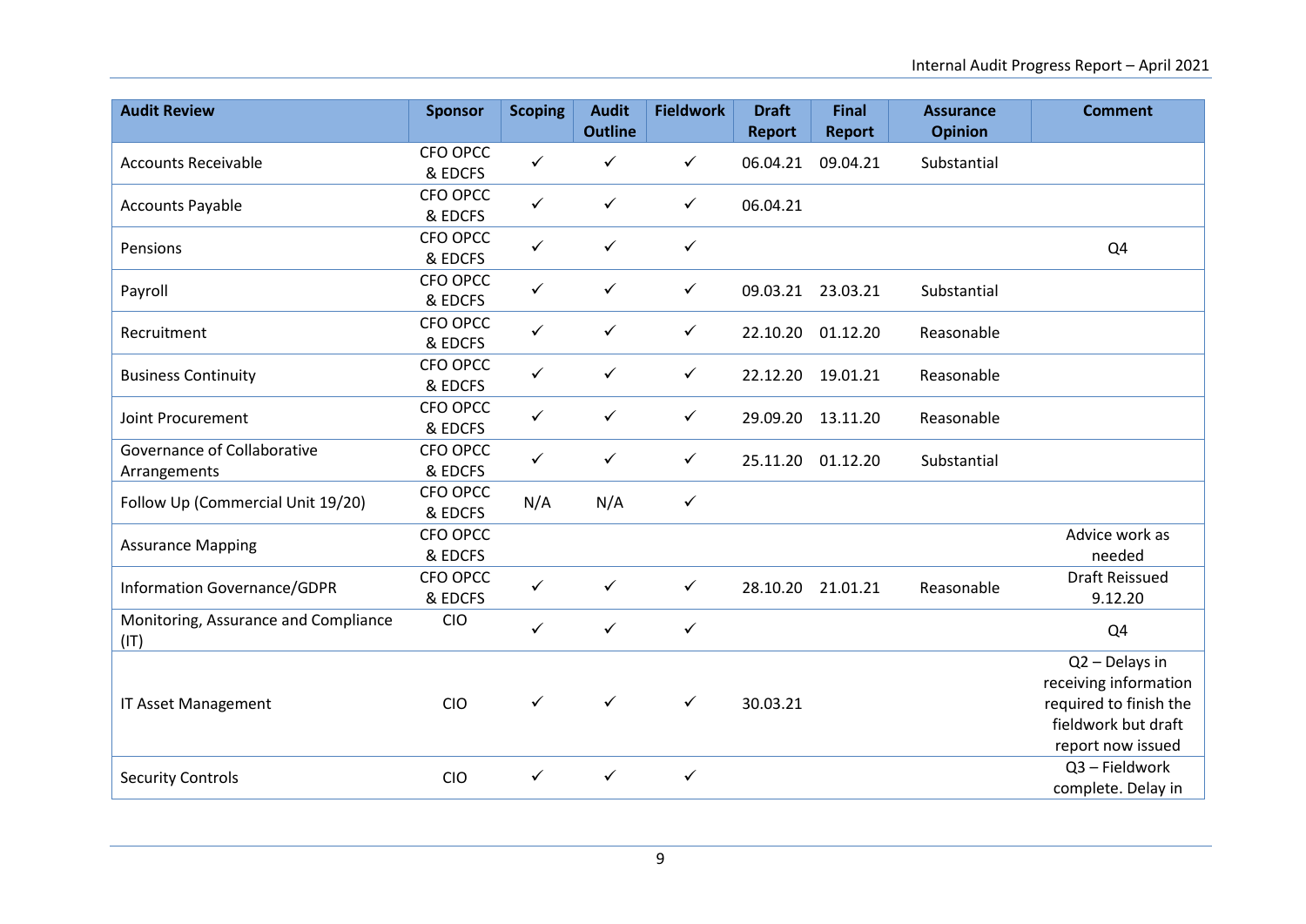| Audit Review | Sponsor | Scoping | Audit Outline | Fieldwork | Draft Report | Final Report | Assurance Opinion | Comment |
|---|---|---|---|---|---|---|---|---|
| Accounts Receivable | CFO OPCC & EDCFS | ✓ | ✓ | ✓ | 06.04.21 | 09.04.21 | Substantial | |
| Accounts Payable | CFO OPCC & EDCFS | ✓ | ✓ | ✓ | 06.04.21 | | | |
| Pensions | CFO OPCC & EDCFS | ✓ | ✓ | ✓ | | | | Q4 |
| Payroll | CFO OPCC & EDCFS | ✓ | ✓ | ✓ | 09.03.21 | 23.03.21 | Substantial | |
| Recruitment | CFO OPCC & EDCFS | ✓ | ✓ | ✓ | 22.10.20 | 01.12.20 | Reasonable | |
| Business Continuity | CFO OPCC & EDCFS | ✓ | ✓ | ✓ | 22.12.20 | 19.01.21 | Reasonable | |
| Joint Procurement | CFO OPCC & EDCFS | ✓ | ✓ | ✓ | 29.09.20 | 13.11.20 | Reasonable | |
| Governance of Collaborative Arrangements | CFO OPCC & EDCFS | ✓ | ✓ | ✓ | 25.11.20 | 01.12.20 | Substantial | |
| Follow Up (Commercial Unit 19/20) | CFO OPCC & EDCFS | N/A | N/A | ✓ | | | | |
| Assurance Mapping | CFO OPCC & EDCFS | | | | | | | Advice work as needed |
| Information Governance/GDPR | CFO OPCC & EDCFS | ✓ | ✓ | ✓ | 28.10.20 | 21.01.21 | Reasonable | Draft Reissued 9.12.20 |
| Monitoring, Assurance and Compliance (IT) | CIO | ✓ | ✓ | ✓ | | | | Q4 |
| IT Asset Management | CIO | ✓ | ✓ | ✓ | 30.03.21 | | | Q2 – Delays in receiving information required to finish the fieldwork but draft report now issued |
| Security Controls | CIO | ✓ | ✓ | ✓ | | | | Q3 – Fieldwork complete. Delay in |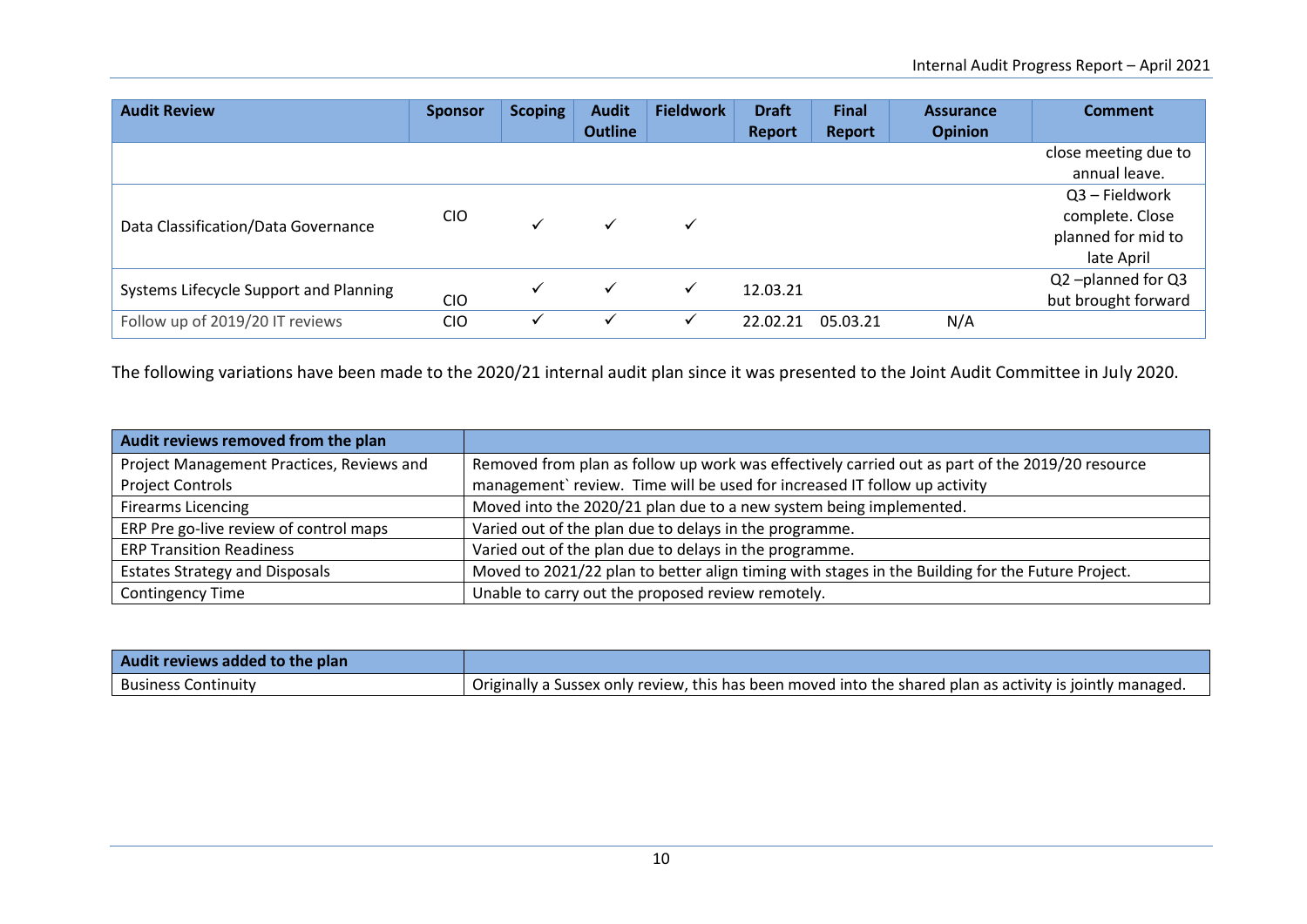| Audit Review | Sponsor | Scoping | Audit Outline | Fieldwork | Draft Report | Final Report | Assurance Opinion | Comment |
|---|---|---|---|---|---|---|---|---|
| | | | | | | | | close meeting due to annual leave. |
| Data Classification/Data Governance | CIO | ✓ | ✓ | ✓ | | | | Q3 – Fieldwork complete. Close planned for mid to late April |
| Systems Lifecycle Support and Planning | CIO | ✓ | ✓ | ✓ | 12.03.21 | | | Q2 –planned for Q3 but brought forward |
| Follow up of 2019/20 IT reviews | CIO | ✓ | ✓ | ✓ | 22.02.21 | 05.03.21 | N/A | |

The following variations have been made to the 2020/21 internal audit plan since it was presented to the Joint Audit Committee in July 2020.

| Audit reviews removed from the plan | |
|---|---|
| Project Management Practices, Reviews and Project Controls | Removed from plan as follow up work was effectively carried out as part of the 2019/20 resource management` review. Time will be used for increased IT follow up activity |
| Firearms Licencing | Moved into the 2020/21 plan due to a new system being implemented. |
| ERP Pre go-live review of control maps | Varied out of the plan due to delays in the programme. |
| ERP Transition Readiness | Varied out of the plan due to delays in the programme. |
| Estates Strategy and Disposals | Moved to 2021/22 plan to better align timing with stages in the Building for the Future Project. |
| Contingency Time | Unable to carry out the proposed review remotely. |

| Audit reviews added to the plan | |
|---|---|
| Business Continuity | Originally a Sussex only review, this has been moved into the shared plan as activity is jointly managed. |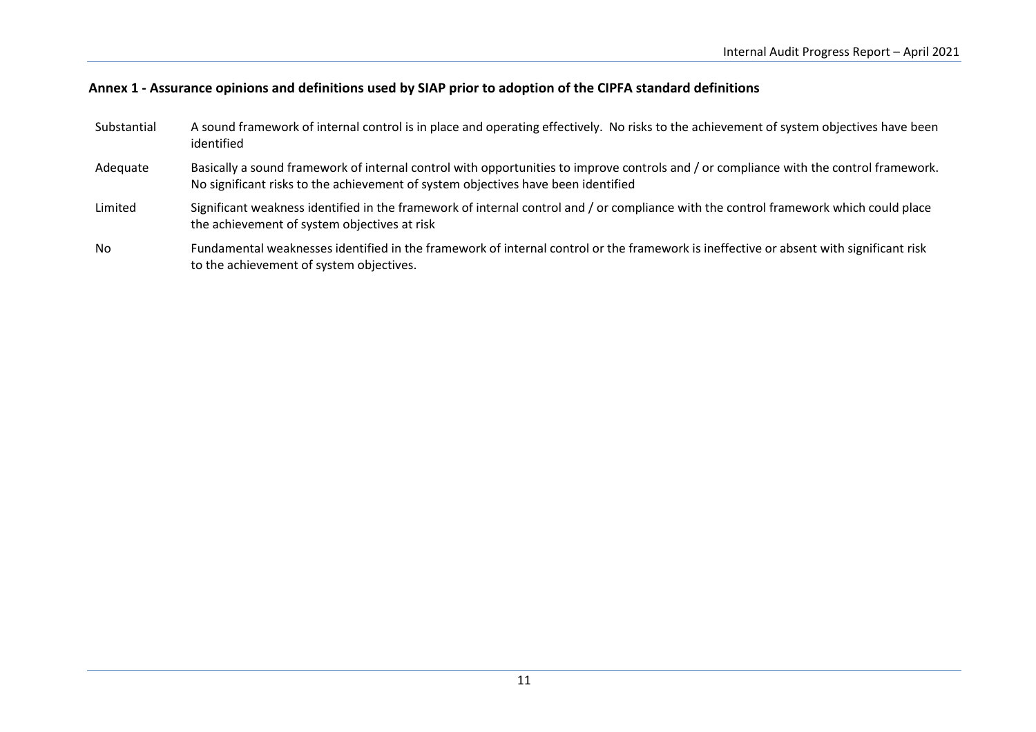## Annex 1 - Assurance opinions and definitions used by SIAP prior to adoption of the CIPFA standard definitions

| | |
|---|---|
| Substantial | A sound framework of internal control is in place and operating effectively. No risks to the achievement of system objectives have been identified |
| Adequate | Basically a sound framework of internal control with opportunities to improve controls and / or compliance with the control framework. No significant risks to the achievement of system objectives have been identified |
| Limited | Significant weakness identified in the framework of internal control and / or compliance with the control framework which could place the achievement of system objectives at risk |
| No | Fundamental weaknesses identified in the framework of internal control or the framework is ineffective or absent with significant risk to the achievement of system objectives. |